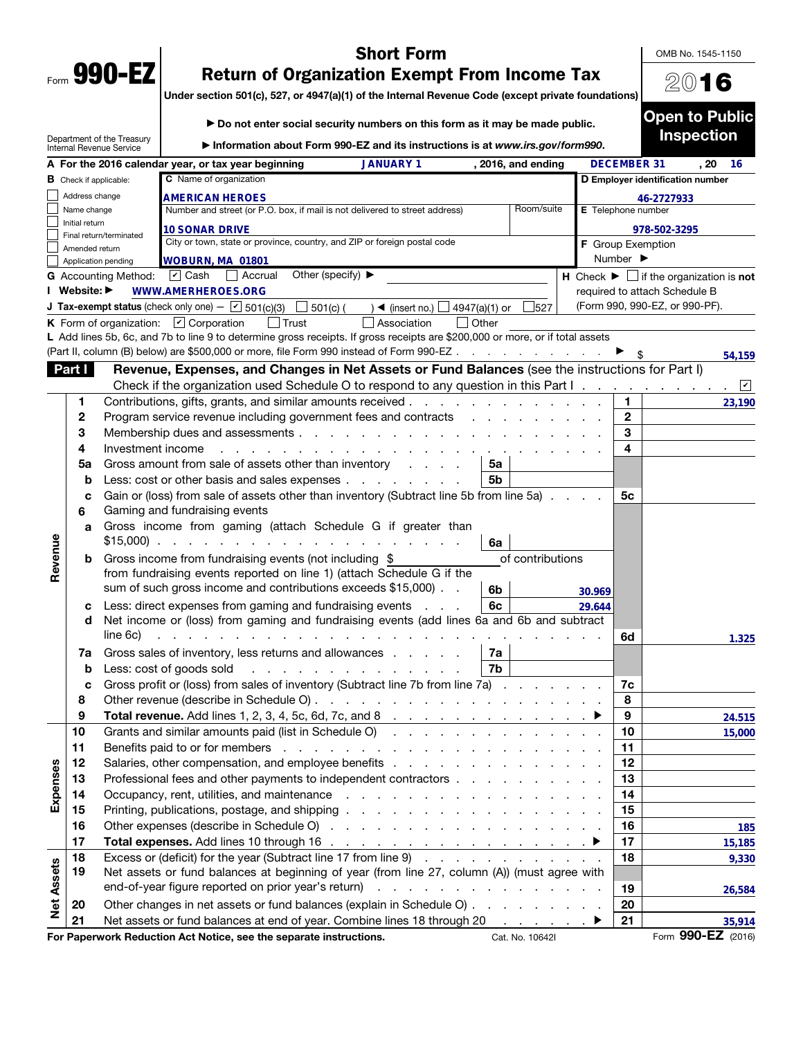Form **990-EZ**

Department of the Treasury
Internal Revenue Service

# Short Form
# Return of Organization Exempt From Income Tax

**Under section 501(c), 527, or 4947(a)(1) of the Internal Revenue Code (except private foundations)**

▶ **Do not enter social security numbers on this form as it may be made public.**

▶ **Information about Form 990-EZ and its instructions is at *www.irs.gov/form990*.**

OMB No. 1545-1150

**2016**

**Open to Public Inspection**

**A** For the 2016 calendar year, or tax year beginning JANUARY 1, 2016, and ending DECEMBER 31, 20 16

**B** Check if applicable:
- ☐ Address change
- ☐ Name change
- ☐ Initial return
- ☐ Final return/terminated
- ☐ Amended return
- ☐ Application pending

**C** Name of organization: AMERICAN HEROES

Number and street (or P.O. box, if mail is not delivered to street address): 10 SONAR DRIVE | Room/suite:

City or town, state or province, country, and ZIP or foreign postal code: WOBURN, MA 01801

**D** Employer identification number: 46-2727933

**E** Telephone number: 978-502-3295

**F** Group Exemption Number ▶

**G** Accounting Method: ☑ Cash ☐ Accrual Other (specify) ▶

**H** Check ▶ ☐ if the organization is **not** required to attach Schedule B (Form 990, 990-EZ, or 990-PF).

**I** Website: ▶ WWW.AMERHEROES.ORG

**J** Tax-exempt status (check only one) — ☑ 501(c)(3) ☐ 501(c) ( ) ◀ (insert no.) ☐ 4947(a)(1) or ☐ 527

**K** Form of organization: ☑ Corporation ☐ Trust ☐ Association ☐ Other

**L** Add lines 5b, 6c, and 7b to line 9 to determine gross receipts. If gross receipts are $200,000 or more, or if total assets (Part II, column (B) below) are $500,000 or more, file Form 990 instead of Form 990-EZ . . . ▶ $ 54,159

## Part I — Revenue, Expenses, and Changes in Net Assets or Fund Balances (see the instructions for Part I)

Check if the organization used Schedule O to respond to any question in this Part I . . . ☑

| Section | Line | Description | Sub-line | Sub-amount | Line | Amount |
|---|---|---|---|---|---|---|
| Revenue | 1 | Contributions, gifts, grants, and similar amounts received | | | 1 | 23,190 |
| | 2 | Program service revenue including government fees and contracts | | | 2 | |
| | 3 | Membership dues and assessments | | | 3 | |
| | 4 | Investment income | | | 4 | |
| | 5a | Gross amount from sale of assets other than inventory | 5a | | | |
| | b | Less: cost or other basis and sales expenses | 5b | | | |
| | c | Gain or (loss) from sale of assets other than inventory (Subtract line 5b from line 5a) | | | 5c | |
| | 6 | Gaming and fundraising events | | | | |
| | a | Gross income from gaming (attach Schedule G if greater than $15,000) | 6a | | | |
| | b | Gross income from fundraising events (not including $ of contributions from fundraising events reported on line 1) (attach Schedule G if the sum of such gross income and contributions exceeds $15,000) | 6b | 30.969 | | |
| | c | Less: direct expenses from gaming and fundraising events | 6c | 29.644 | | |
| | d | Net income or (loss) from gaming and fundraising events (add lines 6a and 6b and subtract line 6c) | | | 6d | 1.325 |
| | 7a | Gross sales of inventory, less returns and allowances | 7a | | | |
| | b | Less: cost of goods sold | 7b | | | |
| | c | Gross profit or (loss) from sales of inventory (Subtract line 7b from line 7a) | | | 7c | |
| | 8 | Other revenue (describe in Schedule O) | | | 8 | |
| | 9 | **Total revenue.** Add lines 1, 2, 3, 4, 5c, 6d, 7c, and 8 ▶ | | | 9 | 24.515 |
| Expenses | 10 | Grants and similar amounts paid (list in Schedule O) | | | 10 | 15,000 |
| | 11 | Benefits paid to or for members | | | 11 | |
| | 12 | Salaries, other compensation, and employee benefits | | | 12 | |
| | 13 | Professional fees and other payments to independent contractors | | | 13 | |
| | 14 | Occupancy, rent, utilities, and maintenance | | | 14 | |
| | 15 | Printing, publications, postage, and shipping | | | 15 | |
| | 16 | Other expenses (describe in Schedule O) | | | 16 | 185 |
| | 17 | **Total expenses.** Add lines 10 through 16 ▶ | | | 17 | 15,185 |
| Net Assets | 18 | Excess or (deficit) for the year (Subtract line 17 from line 9) | | | 18 | 9,330 |
| | 19 | Net assets or fund balances at beginning of year (from line 27, column (A)) (must agree with end-of-year figure reported on prior year's return) | | | 19 | 26,584 |
| | 20 | Other changes in net assets or fund balances (explain in Schedule O) | | | 20 | |
| | 21 | Net assets or fund balances at end of year. Combine lines 18 through 20 ▶ | | | 21 | 35,914 |

**For Paperwork Reduction Act Notice, see the separate instructions.** Cat. No. 10642I Form **990-EZ** (2016)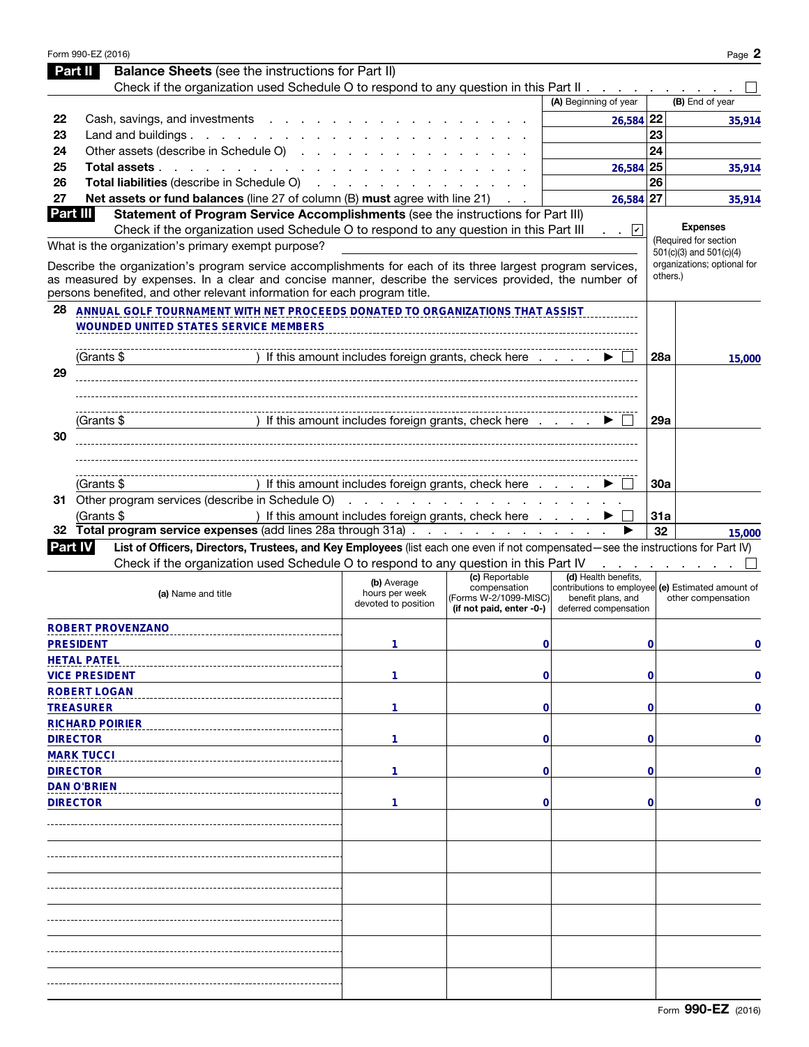## Part II Balance Sheets (see the instructions for Part II)

Check if the organization used Schedule O to respond to any question in this Part II . . . . . . . . . ☐

| | | (A) Beginning of year | | (B) End of year |
|---|---|---|---|---|
| 22 | Cash, savings, and investments | 26,584 | 22 | 35,914 |
| 23 | Land and buildings | | 23 | |
| 24 | Other assets (describe in Schedule O) | | 24 | |
| 25 | **Total assets** | 26,584 | 25 | 35,914 |
| 26 | **Total liabilities** (describe in Schedule O) | | 26 | |
| 27 | **Net assets or fund balances** (line 27 of column (B) **must** agree with line 21) | 26,584 | 27 | 35,914 |

## Part III Statement of Program Service Accomplishments (see the instructions for Part III)

Check if the organization used Schedule O to respond to any question in this Part III . . ☑

What is the organization's primary exempt purpose?

Describe the organization's program service accomplishments for each of its three largest program services, as measured by expenses. In a clear and concise manner, describe the services provided, the number of persons benefited, and other relevant information for each program title.

**Expenses** (Required for section 501(c)(3) and 501(c)(4) organizations; optional for others.)

| | Description | | Expenses |
|---|---|---|---|
| 28 | ANNUAL GOLF TOURNAMENT WITH NET PROCEEDS DONATED TO ORGANIZATIONS THAT ASSIST WOUNDED UNITED STATES SERVICE MEMBERS<br>(Grants $ ) If this amount includes foreign grants, check here ▶ ☐ | 28a | 15,000 |
| 29 | (Grants $ ) If this amount includes foreign grants, check here ▶ ☐ | 29a | |
| 30 | (Grants $ ) If this amount includes foreign grants, check here ▶ ☐ | 30a | |
| 31 | Other program services (describe in Schedule O)<br>(Grants $ ) If this amount includes foreign grants, check here ▶ ☐ | 31a | |
| 32 | **Total program service expenses** (add lines 28a through 31a) ▶ | 32 | 15,000 |

## Part IV List of Officers, Directors, Trustees, and Key Employees (list each one even if not compensated—see the instructions for Part IV)

Check if the organization used Schedule O to respond to any question in this Part IV . . . . . . . . ☐

| (a) Name and title | (b) Average hours per week devoted to position | (c) Reportable compensation (Forms W-2/1099-MISC) (if not paid, enter -0-) | (d) Health benefits, contributions to employee benefit plans, and deferred compensation | (e) Estimated amount of other compensation |
|---|---|---|---|---|
| ROBERT PROVENZANO<br>PRESIDENT | 1 | 0 | 0 | 0 |
| HETAL PATEL<br>VICE PRESIDENT | 1 | 0 | 0 | 0 |
| ROBERT LOGAN<br>TREASURER | 1 | 0 | 0 | 0 |
| RICHARD POIRIER<br>DIRECTOR | 1 | 0 | 0 | 0 |
| MARK TUCCI<br>DIRECTOR | 1 | 0 | 0 | 0 |
| DAN O'BRIEN<br>DIRECTOR | 1 | 0 | 0 | 0 |
| | | | | |
| | | | | |
| | | | | |
| | | | | |
| | | | | |
| | | | | |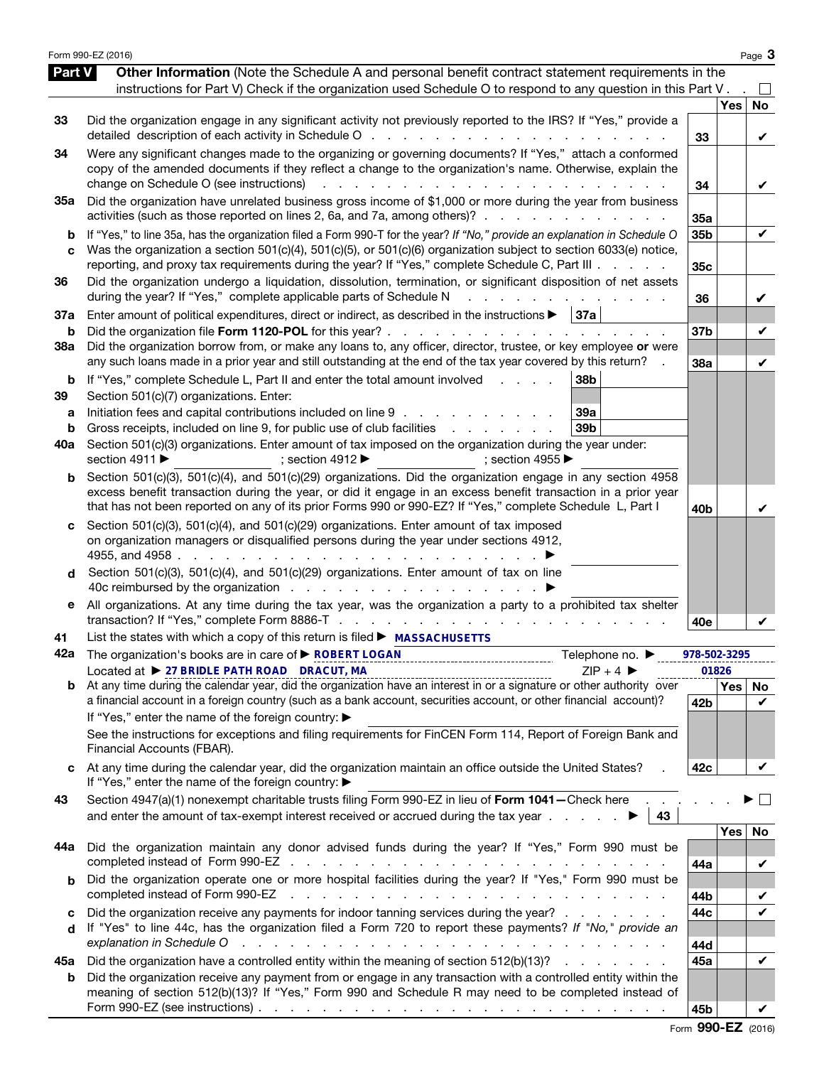Form 990-EZ (2016)

## Part V — Other Information

(Note the Schedule A and personal benefit contract statement requirements in the instructions for Part V) Check if the organization used Schedule O to respond to any question in this Part V . . ☐

| | Question | Line | Yes | No |
|---|---|---|---|---|
| 33 | Did the organization engage in any significant activity not previously reported to the IRS? If "Yes," provide a detailed description of each activity in Schedule O | 33 | | ✔ |
| 34 | Were any significant changes made to the organizing or governing documents? If "Yes," attach a conformed copy of the amended documents if they reflect a change to the organization's name. Otherwise, explain the change on Schedule O (see instructions) | 34 | | ✔ |
| 35a | Did the organization have unrelated business gross income of $1,000 or more during the year from business activities (such as those reported on lines 2, 6a, and 7a, among others)? | 35a | | |
| b | If "Yes," to line 35a, has the organization filed a Form 990-T for the year? *If "No," provide an explanation in Schedule O* | 35b | | ✔ |
| c | Was the organization a section 501(c)(4), 501(c)(5), or 501(c)(6) organization subject to section 6033(e) notice, reporting, and proxy tax requirements during the year? If "Yes," complete Schedule C, Part III | 35c | | |
| 36 | Did the organization undergo a liquidation, dissolution, termination, or significant disposition of net assets during the year? If "Yes," complete applicable parts of Schedule N | 36 | | ✔ |
| 37a | Enter amount of political expenditures, direct or indirect, as described in the instructions ▶ 37a | | | |
| b | Did the organization file **Form 1120-POL** for this year? | 37b | | ✔ |
| 38a | Did the organization borrow from, or make any loans to, any officer, director, trustee, or key employee **or** were any such loans made in a prior year and still outstanding at the end of the tax year covered by this return? | 38a | | ✔ |
| b | If "Yes," complete Schedule L, Part II and enter the total amount involved ... 38b | | | |
| 39 | Section 501(c)(7) organizations. Enter: | | | |
| a | Initiation fees and capital contributions included on line 9 ... 39a | | | |
| b | Gross receipts, included on line 9, for public use of club facilities ... 39b | | | |
| 40a | Section 501(c)(3) organizations. Enter amount of tax imposed on the organization during the year under: section 4911 ▶ ; section 4912 ▶ ; section 4955 ▶ | | | |
| b | Section 501(c)(3), 501(c)(4), and 501(c)(29) organizations. Did the organization engage in any section 4958 excess benefit transaction during the year, or did it engage in an excess benefit transaction in a prior year that has not been reported on any of its prior Forms 990 or 990-EZ? If "Yes," complete Schedule L, Part I | 40b | | ✔ |
| c | Section 501(c)(3), 501(c)(4), and 501(c)(29) organizations. Enter amount of tax imposed on organization managers or disqualified persons during the year under sections 4912, 4955, and 4958 ▶ | | | |
| d | Section 501(c)(3), 501(c)(4), and 501(c)(29) organizations. Enter amount of tax on line 40c reimbursed by the organization ▶ | | | |
| e | All organizations. At any time during the tax year, was the organization a party to a prohibited tax shelter transaction? If "Yes," complete Form 8886-T | 40e | | ✔ |

**41** List the states with which a copy of this return is filed ▶ MASSACHUSETTS

**42a** The organization's books are in care of ▶ ROBERT LOGAN  Telephone no. ▶ 978-502-3295
Located at ▶ 27 BRIDLE PATH ROAD DRACUT, MA  ZIP + 4 ▶ 01826

| | Question | Line | Yes | No |
|---|---|---|---|---|
| b | At any time during the calendar year, did the organization have an interest in or a signature or other authority over a financial account in a foreign country (such as a bank account, securities account, or other financial account)? If "Yes," enter the name of the foreign country: ▶ See the instructions for exceptions and filing requirements for FinCEN Form 114, Report of Foreign Bank and Financial Accounts (FBAR). | 42b | | ✔ |
| c | At any time during the calendar year, did the organization maintain an office outside the United States? If "Yes," enter the name of the foreign country: ▶ | 42c | | ✔ |

**43** Section 4947(a)(1) nonexempt charitable trusts filing Form 990-EZ in lieu of **Form 1041—**Check here ▶ ☐
and enter the amount of tax-exempt interest received or accrued during the tax year ▶ 43

| | Question | Line | Yes | No |
|---|---|---|---|---|
| 44a | Did the organization maintain any donor advised funds during the year? If "Yes," Form 990 must be completed instead of Form 990-EZ | 44a | | ✔ |
| b | Did the organization operate one or more hospital facilities during the year? If "Yes," Form 990 must be completed instead of Form 990-EZ | 44b | | ✔ |
| c | Did the organization receive any payments for indoor tanning services during the year? | 44c | | ✔ |
| d | If "Yes" to line 44c, has the organization filed a Form 720 to report these payments? *If "No," provide an explanation in Schedule O* | 44d | | |
| 45a | Did the organization have a controlled entity within the meaning of section 512(b)(13)? | 45a | | ✔ |
| b | Did the organization receive any payment from or engage in any transaction with a controlled entity within the meaning of section 512(b)(13)? If "Yes," Form 990 and Schedule R may need to be completed instead of Form 990-EZ (see instructions) | 45b | | ✔ |

Form **990-EZ** (2016)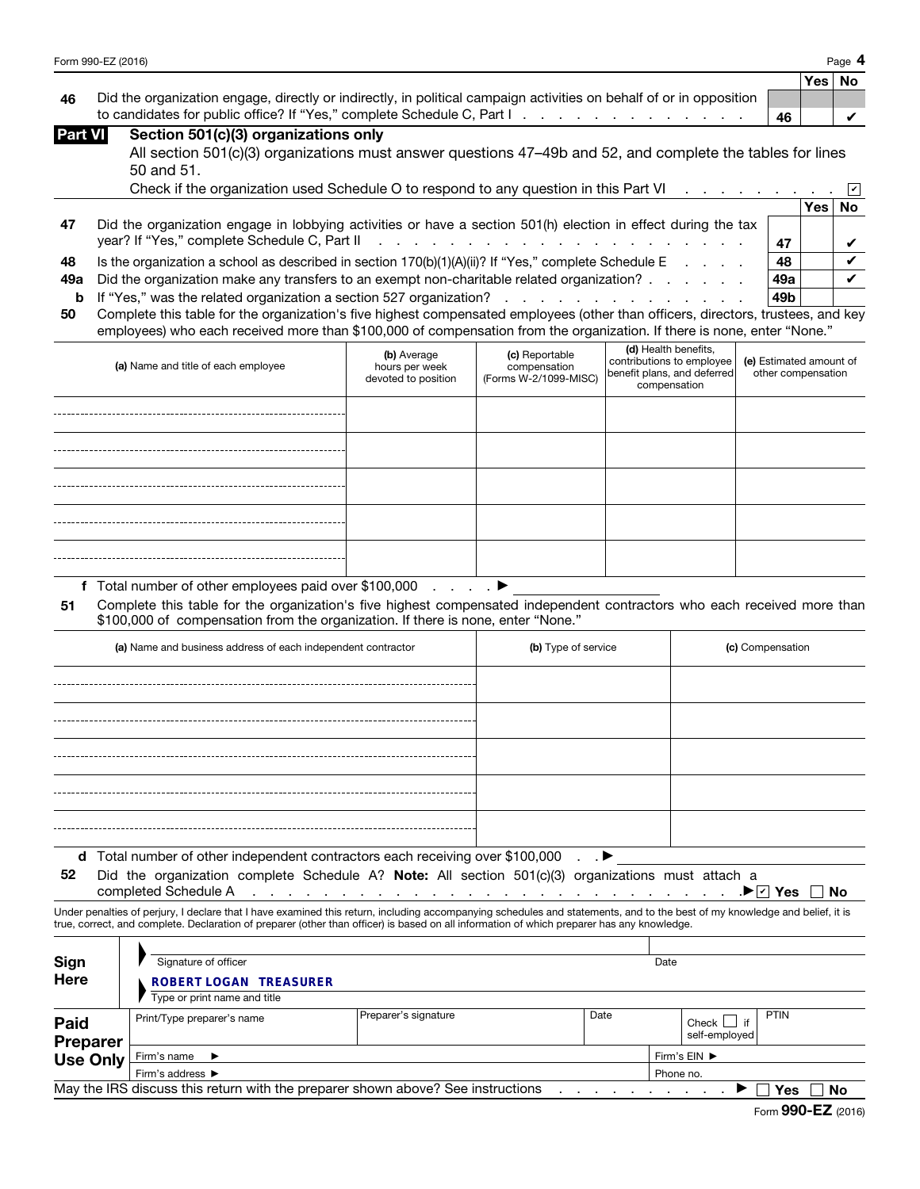Form 990-EZ (2016)

| | | | Yes | No |
|---|---|---|---|---|
| 46 | Did the organization engage, directly or indirectly, in political campaign activities on behalf of or in opposition to candidates for public office? If "Yes," complete Schedule C, Part I | 46 | | ✔ |

**Part VI** **Section 501(c)(3) organizations only**

All section 501(c)(3) organizations must answer questions 47–49b and 52, and complete the tables for lines 50 and 51.

Check if the organization used Schedule O to respond to any question in this Part VI ☑

| | | | Yes | No |
|---|---|---|---|---|
| 47 | Did the organization engage in lobbying activities or have a section 501(h) election in effect during the tax year? If "Yes," complete Schedule C, Part II | 47 | | ✔ |
| 48 | Is the organization a school as described in section 170(b)(1)(A)(ii)? If "Yes," complete Schedule E | 48 | | ✔ |
| 49a | Did the organization make any transfers to an exempt non-charitable related organization? | 49a | | ✔ |
| b | If "Yes," was the related organization a section 527 organization? | 49b | | |

**50** Complete this table for the organization's five highest compensated employees (other than officers, directors, trustees, and key employees) who each received more than $100,000 of compensation from the organization. If there is none, enter "None."

| (a) Name and title of each employee | (b) Average hours per week devoted to position | (c) Reportable compensation (Forms W-2/1099-MISC) | (d) Health benefits, contributions to employee benefit plans, and deferred compensation | (e) Estimated amount of other compensation |
|---|---|---|---|---|
| | | | | |
| | | | | |
| | | | | |
| | | | | |
| | | | | |

**f** Total number of other employees paid over $100,000 ▶

**51** Complete this table for the organization's five highest compensated independent contractors who each received more than $100,000 of compensation from the organization. If there is none, enter "None."

| (a) Name and business address of each independent contractor | (b) Type of service | (c) Compensation |
|---|---|---|
| | | |
| | | |
| | | |
| | | |
| | | |

**d** Total number of other independent contractors each receiving over $100,000 ▶

**52** Did the organization complete Schedule A? **Note:** All section 501(c)(3) organizations must attach a completed Schedule A ▶ ☑ Yes ☐ No

Under penalties of perjury, I declare that I have examined this return, including accompanying schedules and statements, and to the best of my knowledge and belief, it is true, correct, and complete. Declaration of preparer (other than officer) is based on all information of which preparer has any knowledge.

**Sign Here**

Signature of officer | Date

ROBERT LOGAN TREASURER

Type or print name and title

**Paid Preparer Use Only**

| Print/Type preparer's name | Preparer's signature | Date | Check ☐ if self-employed | PTIN |
|---|---|---|---|---|
| Firm's name ▶ | | | Firm's EIN ▶ | |
| Firm's address ▶ | | | Phone no. | |

May the IRS discuss this return with the preparer shown above? See instructions ▶ ☐ Yes ☐ No

Form **990-EZ** (2016)